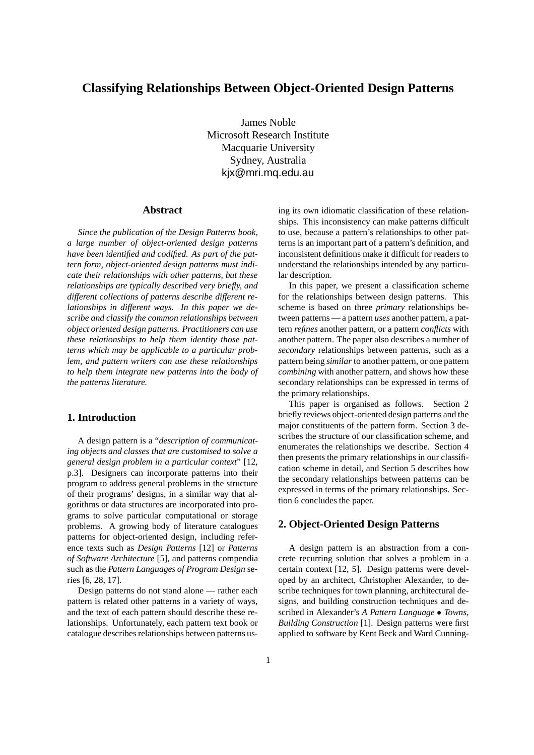# Classifying Relationships Between Object-Oriented Design Patterns

James Noble
Microsoft Research Institute
Macquarie University
Sydney, Australia
kjx@mri.mq.edu.au

## Abstract

*Since the publication of the Design Patterns book, a large number of object-oriented design patterns have been identified and codified. As part of the pattern form, object-oriented design patterns must indicate their relationships with other patterns, but these relationships are typically described very briefly, and different collections of patterns describe different relationships in different ways. In this paper we describe and classify the common relationships between object oriented design patterns. Practitioners can use these relationships to help them identity those patterns which may be applicable to a particular problem, and pattern writers can use these relationships to help them integrate new patterns into the body of the patterns literature.*

## 1. Introduction

A design pattern is a "*description of communicating objects and classes that are customised to solve a general design problem in a particular context*" [12, p.3]. Designers can incorporate patterns into their program to address general problems in the structure of their programs' designs, in a similar way that algorithms or data structures are incorporated into programs to solve particular computational or storage problems. A growing body of literature catalogues patterns for object-oriented design, including reference texts such as *Design Patterns* [12] or *Patterns of Software Architecture* [5], and patterns compendia such as the *Pattern Languages of Program Design* series [6, 28, 17].

Design patterns do not stand alone — rather each pattern is related other patterns in a variety of ways, and the text of each pattern should describe these relationships. Unfortunately, each pattern text book or catalogue describes relationships between patterns using its own idiomatic classification of these relationships. This inconsistency can make patterns difficult to use, because a pattern's relationships to other patterns is an important part of a pattern's definition, and inconsistent definitions make it difficult for readers to understand the relationships intended by any particular description.

In this paper, we present a classification scheme for the relationships between design patterns. This scheme is based on three *primary* relationships between patterns — a pattern *uses* another pattern, a pattern *refines* another pattern, or a pattern *conflicts* with another pattern. The paper also describes a number of *secondary* relationships between patterns, such as a pattern being *similar* to another pattern, or one pattern *combining* with another pattern, and shows how these secondary relationships can be expressed in terms of the primary relationships.

This paper is organised as follows. Section 2 briefly reviews object-oriented design patterns and the major constituents of the pattern form. Section 3 describes the structure of our classification scheme, and enumerates the relationships we describe. Section 4 then presents the primary relationships in our classification scheme in detail, and Section 5 describes how the secondary relationships between patterns can be expressed in terms of the primary relationships. Section 6 concludes the paper.

## 2. Object-Oriented Design Patterns

A design pattern is an abstraction from a concrete recurring solution that solves a problem in a certain context [12, 5]. Design patterns were developed by an architect, Christopher Alexander, to describe techniques for town planning, architectural designs, and building construction techniques and described in Alexander's *A Pattern Language • Towns, Building Construction* [1]. Design patterns were first applied to software by Kent Beck and Ward Cunning-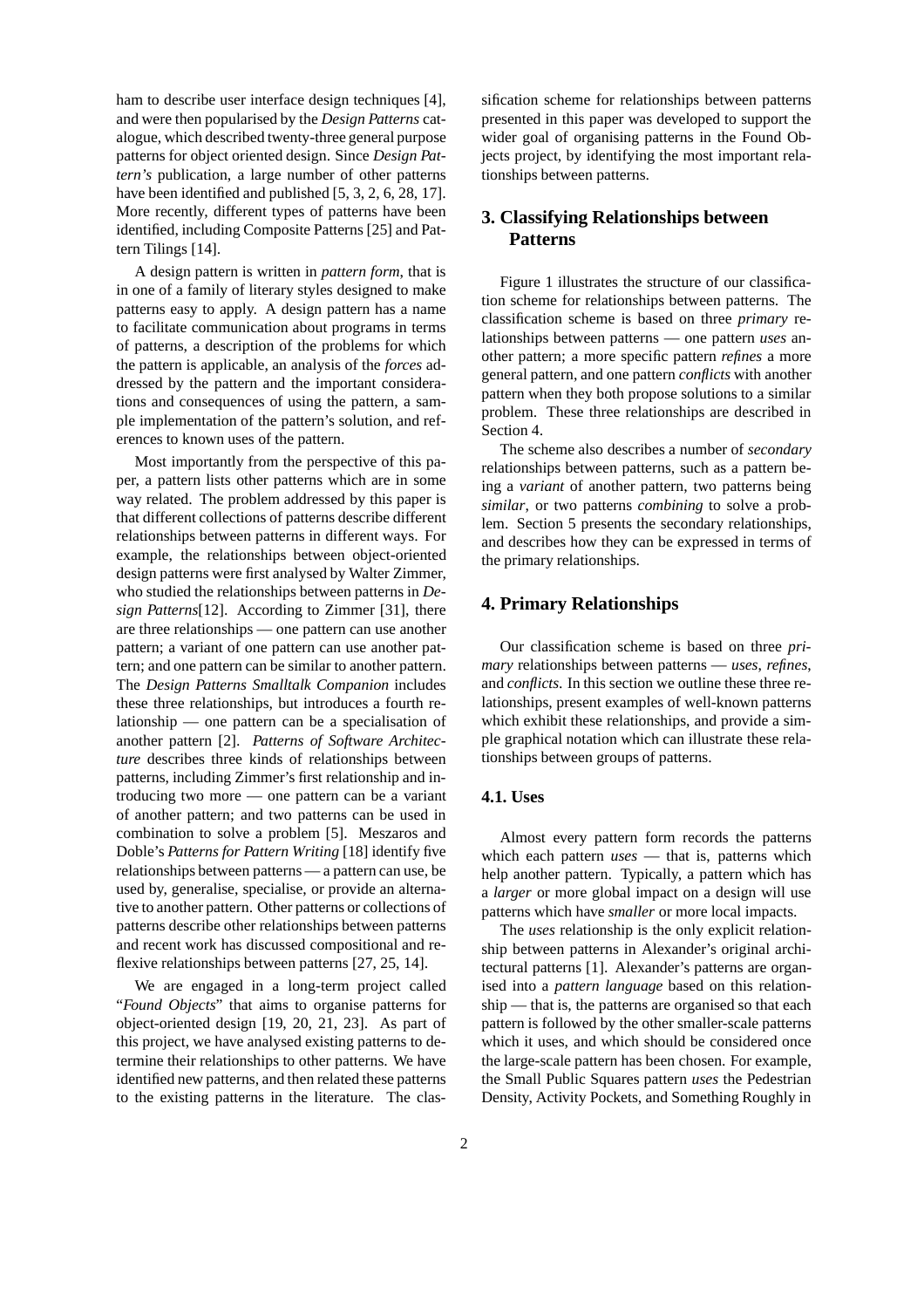ham to describe user interface design techniques [4], and were then popularised by the *Design Patterns* catalogue, which described twenty-three general purpose patterns for object oriented design. Since *Design Pattern's* publication, a large number of other patterns have been identified and published [5, 3, 2, 6, 28, 17]. More recently, different types of patterns have been identified, including Composite Patterns [25] and Pattern Tilings [14].

A design pattern is written in *pattern form*, that is in one of a family of literary styles designed to make patterns easy to apply. A design pattern has a name to facilitate communication about programs in terms of patterns, a description of the problems for which the pattern is applicable, an analysis of the *forces* addressed by the pattern and the important considerations and consequences of using the pattern, a sample implementation of the pattern's solution, and references to known uses of the pattern.

Most importantly from the perspective of this paper, a pattern lists other patterns which are in some way related. The problem addressed by this paper is that different collections of patterns describe different relationships between patterns in different ways. For example, the relationships between object-oriented design patterns were first analysed by Walter Zimmer, who studied the relationships between patterns in *Design Patterns*[12]. According to Zimmer [31], there are three relationships — one pattern can use another pattern; a variant of one pattern can use another pattern; and one pattern can be similar to another pattern. The *Design Patterns Smalltalk Companion* includes these three relationships, but introduces a fourth relationship — one pattern can be a specialisation of another pattern [2]. *Patterns of Software Architecture* describes three kinds of relationships between patterns, including Zimmer's first relationship and introducing two more — one pattern can be a variant of another pattern; and two patterns can be used in combination to solve a problem [5]. Meszaros and Doble's *Patterns for Pattern Writing* [18] identify five relationships between patterns — a pattern can use, be used by, generalise, specialise, or provide an alternative to another pattern. Other patterns or collections of patterns describe other relationships between patterns and recent work has discussed compositional and reflexive relationships between patterns [27, 25, 14].

We are engaged in a long-term project called "*Found Objects*" that aims to organise patterns for object-oriented design [19, 20, 21, 23]. As part of this project, we have analysed existing patterns to determine their relationships to other patterns. We have identified new patterns, and then related these patterns to the existing patterns in the literature. The classification scheme for relationships between patterns presented in this paper was developed to support the wider goal of organising patterns in the Found Objects project, by identifying the most important relationships between patterns.

## 3. Classifying Relationships between Patterns

Figure 1 illustrates the structure of our classification scheme for relationships between patterns. The classification scheme is based on three *primary* relationships between patterns — one pattern *uses* another pattern; a more specific pattern *refines* a more general pattern, and one pattern *conflicts* with another pattern when they both propose solutions to a similar problem. These three relationships are described in Section 4.

The scheme also describes a number of *secondary* relationships between patterns, such as a pattern being a *variant* of another pattern, two patterns being *similar*, or two patterns *combining* to solve a problem. Section 5 presents the secondary relationships, and describes how they can be expressed in terms of the primary relationships.

## 4. Primary Relationships

Our classification scheme is based on three *primary* relationships between patterns — *uses*, *refines*, and *conflicts*. In this section we outline these three relationships, present examples of well-known patterns which exhibit these relationships, and provide a simple graphical notation which can illustrate these relationships between groups of patterns.

### 4.1. Uses

Almost every pattern form records the patterns which each pattern *uses* — that is, patterns which help another pattern. Typically, a pattern which has a *larger* or more global impact on a design will use patterns which have *smaller* or more local impacts.

The *uses* relationship is the only explicit relationship between patterns in Alexander's original architectural patterns [1]. Alexander's patterns are organised into a *pattern language* based on this relationship — that is, the patterns are organised so that each pattern is followed by the other smaller-scale patterns which it uses, and which should be considered once the large-scale pattern has been chosen. For example, the Small Public Squares pattern *uses* the Pedestrian Density, Activity Pockets, and Something Roughly in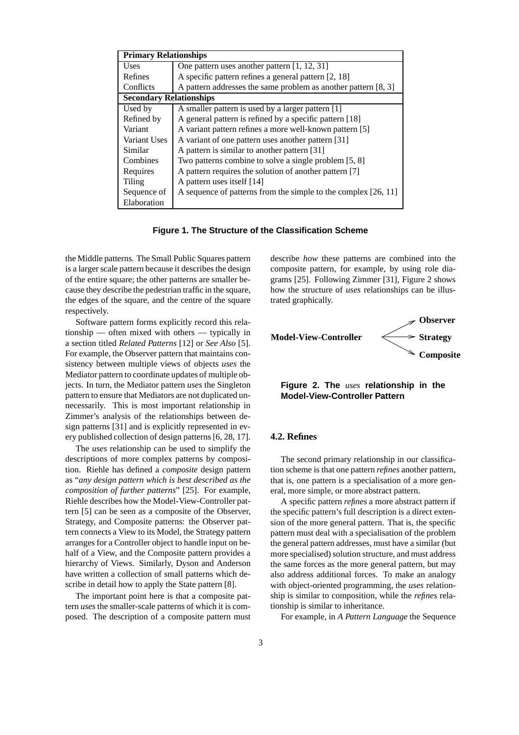| **Primary Relationships** | |
|---|---|
| Uses | One pattern uses another pattern [1, 12, 31] |
| Refines | A specific pattern refines a general pattern [2, 18] |
| Conflicts | A pattern addresses the same problem as another pattern [8, 3] |
| **Secondary Relationships** | |
| Used by | A smaller pattern is used by a larger pattern [1] |
| Refined by | A general pattern is refined by a specific pattern [18] |
| Variant | A variant pattern refines a more well-known pattern [5] |
| Variant Uses | A variant of one pattern uses another pattern [31] |
| Similar | A pattern is similar to another pattern [31] |
| Combines | Two patterns combine to solve a single problem [5, 8] |
| Requires | A pattern requires the solution of another pattern [7] |
| Tiling | A pattern uses itself [14] |
| Sequence of Elaboration | A sequence of patterns from the simple to the complex [26, 11] |

**Figure 1. The Structure of the Classification Scheme**

the Middle patterns. The Small Public Squares pattern is a larger scale pattern because it describes the design of the entire square; the other patterns are smaller because they describe the pedestrian traffic in the square, the edges of the square, and the centre of the square respectively.

Software pattern forms explicitly record this relationship — often mixed with others — typically in a section titled *Related Patterns* [12] or *See Also* [5]. For example, the Observer pattern that maintains consistency between multiple views of objects *uses* the Mediator pattern to coordinate updates of multiple objects. In turn, the Mediator pattern *uses* the Singleton pattern to ensure that Mediators are not duplicated unnecessarily. This is most important relationship in Zimmer's analysis of the relationships between design patterns [31] and is explicitly represented in every published collection of design patterns [6, 28, 17].

The *uses* relationship can be used to simplify the descriptions of more complex patterns by composition. Riehle has defined a *composite* design pattern as "*any design pattern which is best described as the composition of further patterns*" [25]. For example, Riehle describes how the Model-View-Controller pattern [5] can be seen as a composite of the Observer, Strategy, and Composite patterns: the Observer pattern connects a View to its Model, the Strategy pattern arranges for a Controller object to handle input on behalf of a View, and the Composite pattern provides a hierarchy of Views. Similarly, Dyson and Anderson have written a collection of small patterns which describe in detail how to apply the State pattern [8].

The important point here is that a composite pattern *uses* the smaller-scale patterns of which it is composed. The description of a composite pattern must describe *how* these patterns are combined into the composite pattern, for example, by using role diagrams [25]. Following Zimmer [31], Figure 2 shows how the structure of *uses* relationships can be illustrated graphically.

**Model-View-Controller** → **Observer**, **Strategy**, **Composite**

**Figure 2. The *uses* relationship in the Model-View-Controller Pattern**

### 4.2. Refines

The second primary relationship in our classification scheme is that one pattern *refines* another pattern, that is, one pattern is a specialisation of a more general, more simple, or more abstract pattern.

A specific pattern *refines* a more abstract pattern if the specific pattern's full description is a direct extension of the more general pattern. That is, the specific pattern must deal with a specialisation of the problem the general pattern addresses, must have a similar (but more specialised) solution structure, and must address the same forces as the more general pattern, but may also address additional forces. To make an analogy with object-oriented programming, the *uses* relationship is similar to composition, while the *refines* relationship is similar to inheritance.

For example, in *A Pattern Language* the Sequence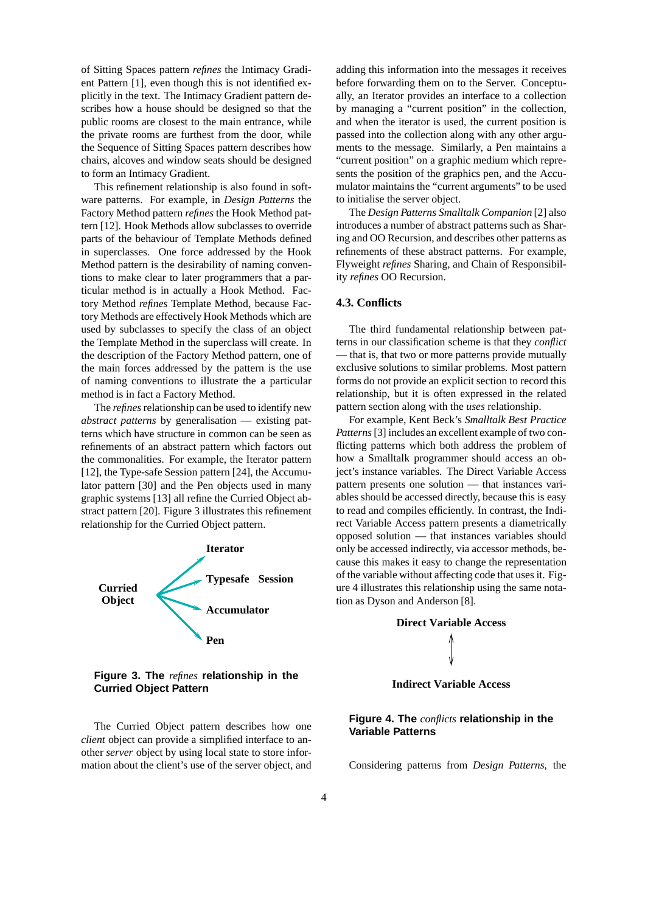of Sitting Spaces pattern *refines* the Intimacy Gradient Pattern [1], even though this is not identified explicitly in the text. The Intimacy Gradient pattern describes how a house should be designed so that the public rooms are closest to the main entrance, while the private rooms are furthest from the door, while the Sequence of Sitting Spaces pattern describes how chairs, alcoves and window seats should be designed to form an Intimacy Gradient.

This refinement relationship is also found in software patterns. For example, in *Design Patterns* the Factory Method pattern *refines* the Hook Method pattern [12]. Hook Methods allow subclasses to override parts of the behaviour of Template Methods defined in superclasses. One force addressed by the Hook Method pattern is the desirability of naming conventions to make clear to later programmers that a particular method is in actually a Hook Method. Factory Method *refines* Template Method, because Factory Methods are effectively Hook Methods which are used by subclasses to specify the class of an object the Template Method in the superclass will create. In the description of the Factory Method pattern, one of the main forces addressed by the pattern is the use of naming conventions to illustrate the a particular method is in fact a Factory Method.

The *refines* relationship can be used to identify new *abstract patterns* by generalisation — existing patterns which have structure in common can be seen as refinements of an abstract pattern which factors out the commonalities. For example, the Iterator pattern [12], the Type-safe Session pattern [24], the Accumulator pattern [30] and the Pen objects used in many graphic systems [13] all refine the Curried Object abstract pattern [20]. Figure 3 illustrates this refinement relationship for the Curried Object pattern.

**Curried Object** → **Iterator**, **Typesafe Session**, **Accumulator**, **Pen**

**Figure 3. The *refines* relationship in the Curried Object Pattern**

The Curried Object pattern describes how one *client* object can provide a simplified interface to another *server* object by using local state to store information about the client's use of the server object, and adding this information into the messages it receives before forwarding them on to the Server. Conceptually, an Iterator provides an interface to a collection by managing a "current position" in the collection, and when the iterator is used, the current position is passed into the collection along with any other arguments to the message. Similarly, a Pen maintains a "current position" on a graphic medium which represents the position of the graphics pen, and the Accumulator maintains the "current arguments" to be used to initialise the server object.

The *Design Patterns Smalltalk Companion* [2] also introduces a number of abstract patterns such as Sharing and OO Recursion, and describes other patterns as refinements of these abstract patterns. For example, Flyweight *refines* Sharing, and Chain of Responsibility *refines* OO Recursion.

### 4.3. Conflicts

The third fundamental relationship between patterns in our classification scheme is that they *conflict* — that is, that two or more patterns provide mutually exclusive solutions to similar problems. Most pattern forms do not provide an explicit section to record this relationship, but it is often expressed in the related pattern section along with the *uses* relationship.

For example, Kent Beck's *Smalltalk Best Practice Patterns* [3] includes an excellent example of two conflicting patterns which both address the problem of how a Smalltalk programmer should access an object's instance variables. The Direct Variable Access pattern presents one solution — that instances variables should be accessed directly, because this is easy to read and compiles efficiently. In contrast, the Indirect Variable Access pattern presents a diametrically opposed solution — that instances variables should only be accessed indirectly, via accessor methods, because this makes it easy to change the representation of the variable without affecting code that uses it. Figure 4 illustrates this relationship using the same notation as Dyson and Anderson [8].

**Direct Variable Access** ↕ **Indirect Variable Access**

**Figure 4. The *conflicts* relationship in the Variable Patterns**

Considering patterns from *Design Patterns*, the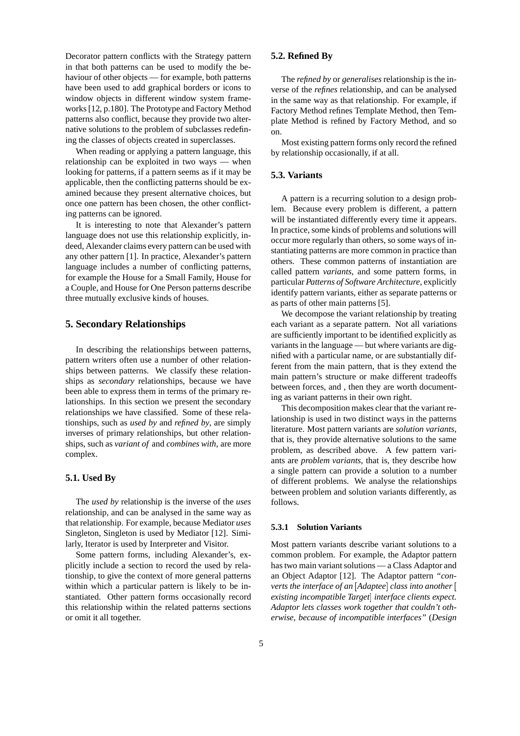Decorator pattern conflicts with the Strategy pattern in that both patterns can be used to modify the behaviour of other objects — for example, both patterns have been used to add graphical borders or icons to window objects in different window system frameworks [12, p.180]. The Prototype and Factory Method patterns also conflict, because they provide two alternative solutions to the problem of subclasses redefining the classes of objects created in superclasses.

When reading or applying a pattern language, this relationship can be exploited in two ways — when looking for patterns, if a pattern seems as if it may be applicable, then the conflicting patterns should be examined because they present alternative choices, but once one pattern has been chosen, the other conflicting patterns can be ignored.

It is interesting to note that Alexander's pattern language does not use this relationship explicitly, indeed, Alexander claims every pattern can be used with any other pattern [1]. In practice, Alexander's pattern language includes a number of conflicting patterns, for example the House for a Small Family, House for a Couple, and House for One Person patterns describe three mutually exclusive kinds of houses.

## 5. Secondary Relationships

In describing the relationships between patterns, pattern writers often use a number of other relationships between patterns. We classify these relationships as *secondary* relationships, because we have been able to express them in terms of the primary relationships. In this section we present the secondary relationships we have classified. Some of these relationships, such as *used by* and *refined by*, are simply inverses of primary relationships, but other relationships, such as *variant of* and *combines with*, are more complex.

### 5.1. Used By

The *used by* relationship is the inverse of the *uses* relationship, and can be analysed in the same way as that relationship. For example, because Mediator *uses* Singleton, Singleton is used by Mediator [12]. Similarly, Iterator is used by Interpreter and Visitor.

Some pattern forms, including Alexander's, explicitly include a section to record the used by relationship, to give the context of more general patterns within which a particular pattern is likely to be instantiated. Other pattern forms occasionally record this relationship within the related patterns sections or omit it all together.

### 5.2. Refined By

The *refined by* or *generalises* relationship is the inverse of the *refines* relationship, and can be analysed in the same way as that relationship. For example, if Factory Method refines Template Method, then Template Method is refined by Factory Method, and so on.

Most existing pattern forms only record the refined by relationship occasionally, if at all.

### 5.3. Variants

A pattern is a recurring solution to a design problem. Because every problem is different, a pattern will be instantiated differently every time it appears. In practice, some kinds of problems and solutions will occur more regularly than others, so some ways of instantiating patterns are more common in practice than others. These common patterns of instantiation are called pattern *variants*, and some pattern forms, in particular *Patterns of Software Architecture*, explicitly identify pattern variants, either as separate patterns or as parts of other main patterns [5].

We decompose the variant relationship by treating each variant as a separate pattern. Not all variations are sufficiently important to be identified explicitly as variants in the language — but where variants are dignified with a particular name, or are substantially different from the main pattern, that is they extend the main pattern's structure or make different tradeoffs between forces, and , then they are worth documenting as variant patterns in their own right.

This decomposition makes clear that the variant relationship is used in two distinct ways in the patterns literature. Most pattern variants are *solution variants*, that is, they provide alternative solutions to the same problem, as described above. A few pattern variants are *problem variants*, that is, they describe how a single pattern can provide a solution to a number of different problems. We analyse the relationships between problem and solution variants differently, as follows.

#### 5.3.1 Solution Variants

Most pattern variants describe variant solutions to a common problem. For example, the Adaptor pattern has two main variant solutions — a Class Adaptor and an Object Adaptor [12]. The Adaptor pattern *"converts the interface of an* [*Adaptee*] *class into another* [ *existing incompatible Target*] *interface clients expect. Adaptor lets classes work together that couldn't otherwise, because of incompatible interfaces"* (*Design*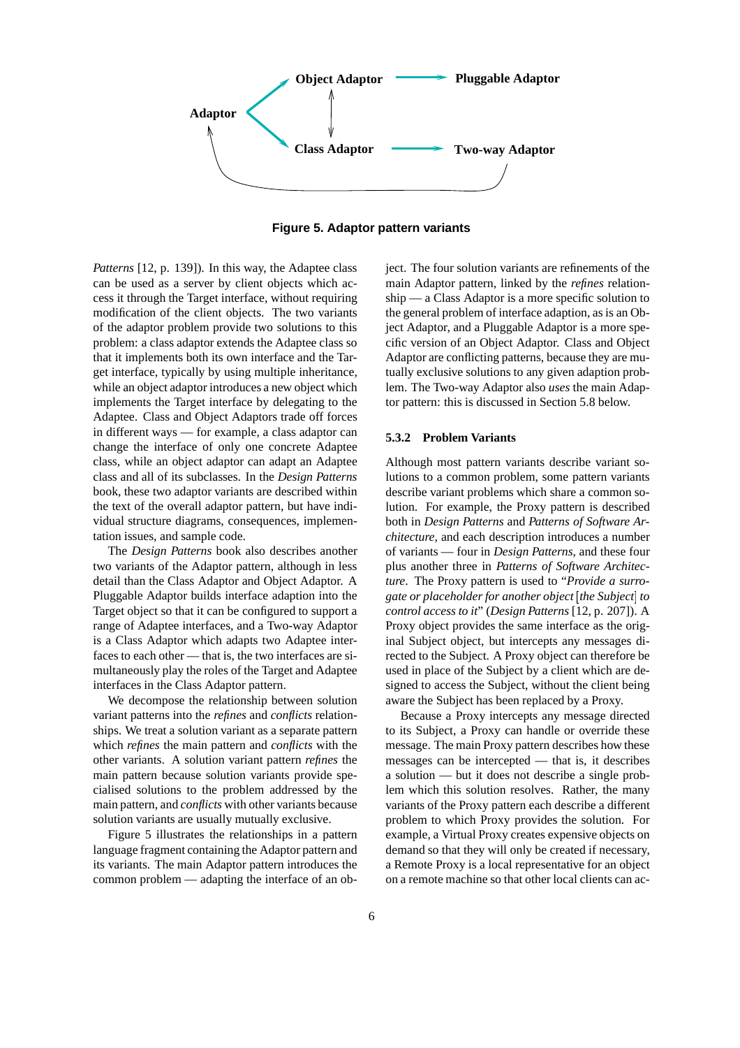Figure 5. Adaptor pattern variants

*Patterns* [12, p. 139]). In this way, the Adaptee class can be used as a server by client objects which access it through the Target interface, without requiring modification of the client objects. The two variants of the adaptor problem provide two solutions to this problem: a class adaptor extends the Adaptee class so that it implements both its own interface and the Target interface, typically by using multiple inheritance, while an object adaptor introduces a new object which implements the Target interface by delegating to the Adaptee. Class and Object Adaptors trade off forces in different ways — for example, a class adaptor can change the interface of only one concrete Adaptee class, while an object adaptor can adapt an Adaptee class and all of its subclasses. In the *Design Patterns* book, these two adaptor variants are described within the text of the overall adaptor pattern, but have individual structure diagrams, consequences, implementation issues, and sample code.

The *Design Patterns* book also describes another two variants of the Adaptor pattern, although in less detail than the Class Adaptor and Object Adaptor. A Pluggable Adaptor builds interface adaption into the Target object so that it can be configured to support a range of Adaptee interfaces, and a Two-way Adaptor is a Class Adaptor which adapts two Adaptee interfaces to each other — that is, the two interfaces are simultaneously play the roles of the Target and Adaptee interfaces in the Class Adaptor pattern.

We decompose the relationship between solution variant patterns into the *refines* and *conflicts* relationships. We treat a solution variant as a separate pattern which *refines* the main pattern and *conflicts* with the other variants. A solution variant pattern *refines* the main pattern because solution variants provide specialised solutions to the problem addressed by the main pattern, and *conflicts* with other variants because solution variants are usually mutually exclusive.

Figure 5 illustrates the relationships in a pattern language fragment containing the Adaptor pattern and its variants. The main Adaptor pattern introduces the common problem — adapting the interface of an object. The four solution variants are refinements of the main Adaptor pattern, linked by the *refines* relationship — a Class Adaptor is a more specific solution to the general problem of interface adaption, as is an Object Adaptor, and a Pluggable Adaptor is a more specific version of an Object Adaptor. Class and Object Adaptor are conflicting patterns, because they are mutually exclusive solutions to any given adaption problem. The Two-way Adaptor also *uses* the main Adaptor pattern: this is discussed in Section 5.8 below.

### 5.3.2 Problem Variants

Although most pattern variants describe variant solutions to a common problem, some pattern variants describe variant problems which share a common solution. For example, the Proxy pattern is described both in *Design Patterns* and *Patterns of Software Architecture*, and each description introduces a number of variants — four in *Design Patterns*, and these four plus another three in *Patterns of Software Architecture*. The Proxy pattern is used to "*Provide a surrogate or placeholder for another object* [*the Subject*] *to control access to it*" (*Design Patterns* [12, p. 207]). A Proxy object provides the same interface as the original Subject object, but intercepts any messages directed to the Subject. A Proxy object can therefore be used in place of the Subject by a client which are designed to access the Subject, without the client being aware the Subject has been replaced by a Proxy.

Because a Proxy intercepts any message directed to its Subject, a Proxy can handle or override these message. The main Proxy pattern describes how these messages can be intercepted — that is, it describes a solution — but it does not describe a single problem which this solution resolves. Rather, the many variants of the Proxy pattern each describe a different problem to which Proxy provides the solution. For example, a Virtual Proxy creates expensive objects on demand so that they will only be created if necessary, a Remote Proxy is a local representative for an object on a remote machine so that other local clients can ac-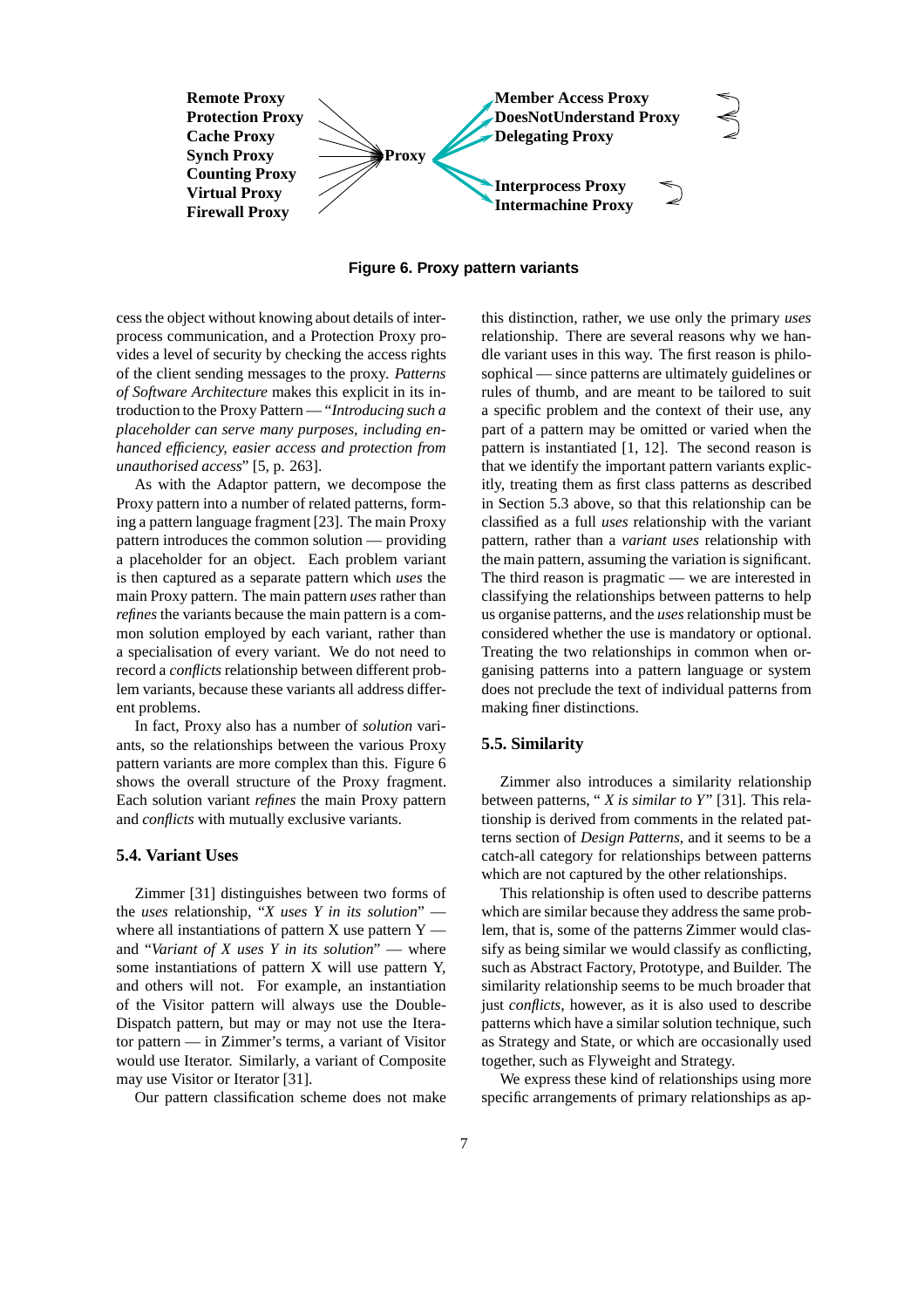Remote Proxy
Protection Proxy
Cache Proxy
Synch Proxy
Counting Proxy
Virtual Proxy
Firewall Proxy

Proxy

Member Access Proxy
DoesNotUnderstand Proxy
Delegating Proxy

Interprocess Proxy
Intermachine Proxy

**Figure 6. Proxy pattern variants**

cess the object without knowing about details of interprocess communication, and a Protection Proxy provides a level of security by checking the access rights of the client sending messages to the proxy. *Patterns of Software Architecture* makes this explicit in its introduction to the Proxy Pattern — "*Introducing such a placeholder can serve many purposes, including enhanced efficiency, easier access and protection from unauthorised access*" [5, p. 263].

As with the Adaptor pattern, we decompose the Proxy pattern into a number of related patterns, forming a pattern language fragment [23]. The main Proxy pattern introduces the common solution — providing a placeholder for an object. Each problem variant is then captured as a separate pattern which *uses* the main Proxy pattern. The main pattern *uses* rather than *refines* the variants because the main pattern is a common solution employed by each variant, rather than a specialisation of every variant. We do not need to record a *conflicts* relationship between different problem variants, because these variants all address different problems.

In fact, Proxy also has a number of *solution* variants, so the relationships between the various Proxy pattern variants are more complex than this. Figure 6 shows the overall structure of the Proxy fragment. Each solution variant *refines* the main Proxy pattern and *conflicts* with mutually exclusive variants.

### 5.4. Variant Uses

Zimmer [31] distinguishes between two forms of the *uses* relationship, "*X uses Y in its solution*" — where all instantiations of pattern X use pattern Y — and "*Variant of X uses Y in its solution*" — where some instantiations of pattern X will use pattern Y, and others will not. For example, an instantiation of the Visitor pattern will always use the Double-Dispatch pattern, but may or may not use the Iterator pattern — in Zimmer's terms, a variant of Visitor would use Iterator. Similarly, a variant of Composite may use Visitor or Iterator [31].

Our pattern classification scheme does not make this distinction, rather, we use only the primary *uses* relationship. There are several reasons why we handle variant uses in this way. The first reason is philosophical — since patterns are ultimately guidelines or rules of thumb, and are meant to be tailored to suit a specific problem and the context of their use, any part of a pattern may be omitted or varied when the pattern is instantiated [1, 12]. The second reason is that we identify the important pattern variants explicitly, treating them as first class patterns as described in Section 5.3 above, so that this relationship can be classified as a full *uses* relationship with the variant pattern, rather than a *variant uses* relationship with the main pattern, assuming the variation is significant. The third reason is pragmatic — we are interested in classifying the relationships between patterns to help us organise patterns, and the *uses* relationship must be considered whether the use is mandatory or optional. Treating the two relationships in common when organising patterns into a pattern language or system does not preclude the text of individual patterns from making finer distinctions.

### 5.5. Similarity

Zimmer also introduces a similarity relationship between patterns, " *X is similar to Y*" [31]. This relationship is derived from comments in the related patterns section of *Design Patterns*, and it seems to be a catch-all category for relationships between patterns which are not captured by the other relationships.

This relationship is often used to describe patterns which are similar because they address the same problem, that is, some of the patterns Zimmer would classify as being similar we would classify as conflicting, such as Abstract Factory, Prototype, and Builder. The similarity relationship seems to be much broader that just *conflicts*, however, as it is also used to describe patterns which have a similar solution technique, such as Strategy and State, or which are occasionally used together, such as Flyweight and Strategy.

We express these kind of relationships using more specific arrangements of primary relationships as ap-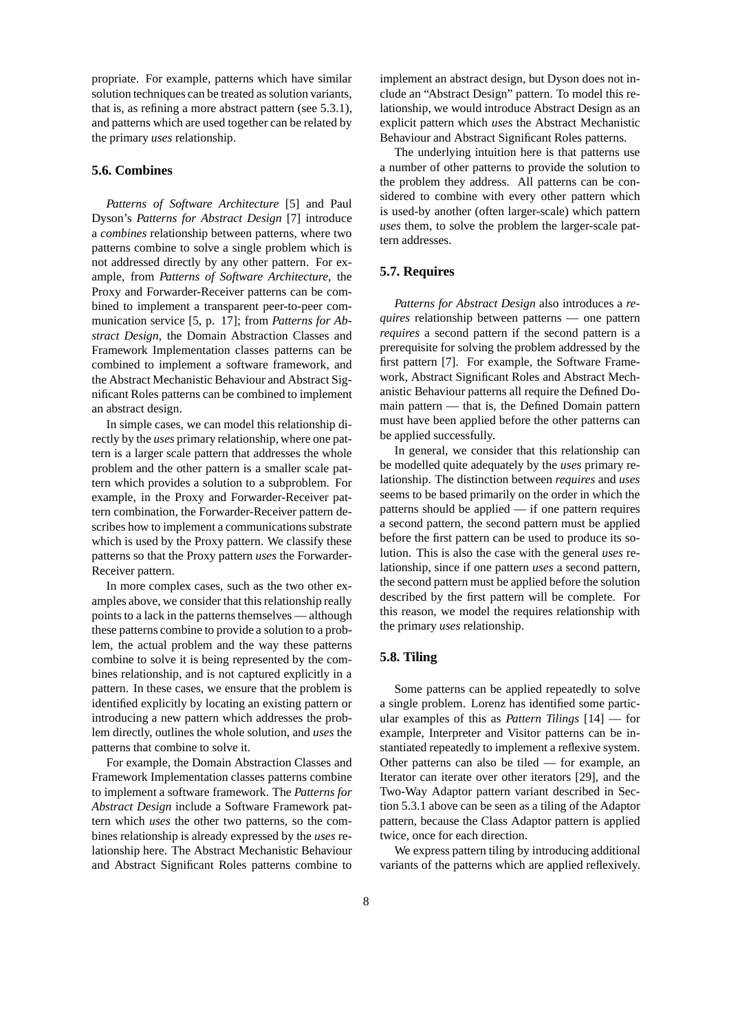propriate. For example, patterns which have similar solution techniques can be treated as solution variants, that is, as refining a more abstract pattern (see 5.3.1), and patterns which are used together can be related by the primary *uses* relationship.

### 5.6. Combines

*Patterns of Software Architecture* [5] and Paul Dyson's *Patterns for Abstract Design* [7] introduce a *combines* relationship between patterns, where two patterns combine to solve a single problem which is not addressed directly by any other pattern. For example, from *Patterns of Software Architecture*, the Proxy and Forwarder-Receiver patterns can be combined to implement a transparent peer-to-peer communication service [5, p. 17]; from *Patterns for Abstract Design*, the Domain Abstraction Classes and Framework Implementation classes patterns can be combined to implement a software framework, and the Abstract Mechanistic Behaviour and Abstract Significant Roles patterns can be combined to implement an abstract design.

In simple cases, we can model this relationship directly by the *uses* primary relationship, where one pattern is a larger scale pattern that addresses the whole problem and the other pattern is a smaller scale pattern which provides a solution to a subproblem. For example, in the Proxy and Forwarder-Receiver pattern combination, the Forwarder-Receiver pattern describes how to implement a communications substrate which is used by the Proxy pattern. We classify these patterns so that the Proxy pattern *uses* the Forwarder-Receiver pattern.

In more complex cases, such as the two other examples above, we consider that this relationship really points to a lack in the patterns themselves — although these patterns combine to provide a solution to a problem, the actual problem and the way these patterns combine to solve it is being represented by the combines relationship, and is not captured explicitly in a pattern. In these cases, we ensure that the problem is identified explicitly by locating an existing pattern or introducing a new pattern which addresses the problem directly, outlines the whole solution, and *uses* the patterns that combine to solve it.

For example, the Domain Abstraction Classes and Framework Implementation classes patterns combine to implement a software framework. The *Patterns for Abstract Design* include a Software Framework pattern which *uses* the other two patterns, so the combines relationship is already expressed by the *uses* relationship here. The Abstract Mechanistic Behaviour and Abstract Significant Roles patterns combine to implement an abstract design, but Dyson does not include an "Abstract Design" pattern. To model this relationship, we would introduce Abstract Design as an explicit pattern which *uses* the Abstract Mechanistic Behaviour and Abstract Significant Roles patterns.

The underlying intuition here is that patterns use a number of other patterns to provide the solution to the problem they address. All patterns can be considered to combine with every other pattern which is used-by another (often larger-scale) which pattern *uses* them, to solve the problem the larger-scale pattern addresses.

### 5.7. Requires

*Patterns for Abstract Design* also introduces a *requires* relationship between patterns — one pattern *requires* a second pattern if the second pattern is a prerequisite for solving the problem addressed by the first pattern [7]. For example, the Software Framework, Abstract Significant Roles and Abstract Mechanistic Behaviour patterns all require the Defined Domain pattern — that is, the Defined Domain pattern must have been applied before the other patterns can be applied successfully.

In general, we consider that this relationship can be modelled quite adequately by the *uses* primary relationship. The distinction between *requires* and *uses* seems to be based primarily on the order in which the patterns should be applied — if one pattern requires a second pattern, the second pattern must be applied before the first pattern can be used to produce its solution. This is also the case with the general *uses* relationship, since if one pattern *uses* a second pattern, the second pattern must be applied before the solution described by the first pattern will be complete. For this reason, we model the requires relationship with the primary *uses* relationship.

### 5.8. Tiling

Some patterns can be applied repeatedly to solve a single problem. Lorenz has identified some particular examples of this as *Pattern Tilings* [14] — for example, Interpreter and Visitor patterns can be instantiated repeatedly to implement a reflexive system. Other patterns can also be tiled — for example, an Iterator can iterate over other iterators [29], and the Two-Way Adaptor pattern variant described in Section 5.3.1 above can be seen as a tiling of the Adaptor pattern, because the Class Adaptor pattern is applied twice, once for each direction.

We express pattern tiling by introducing additional variants of the patterns which are applied reflexively.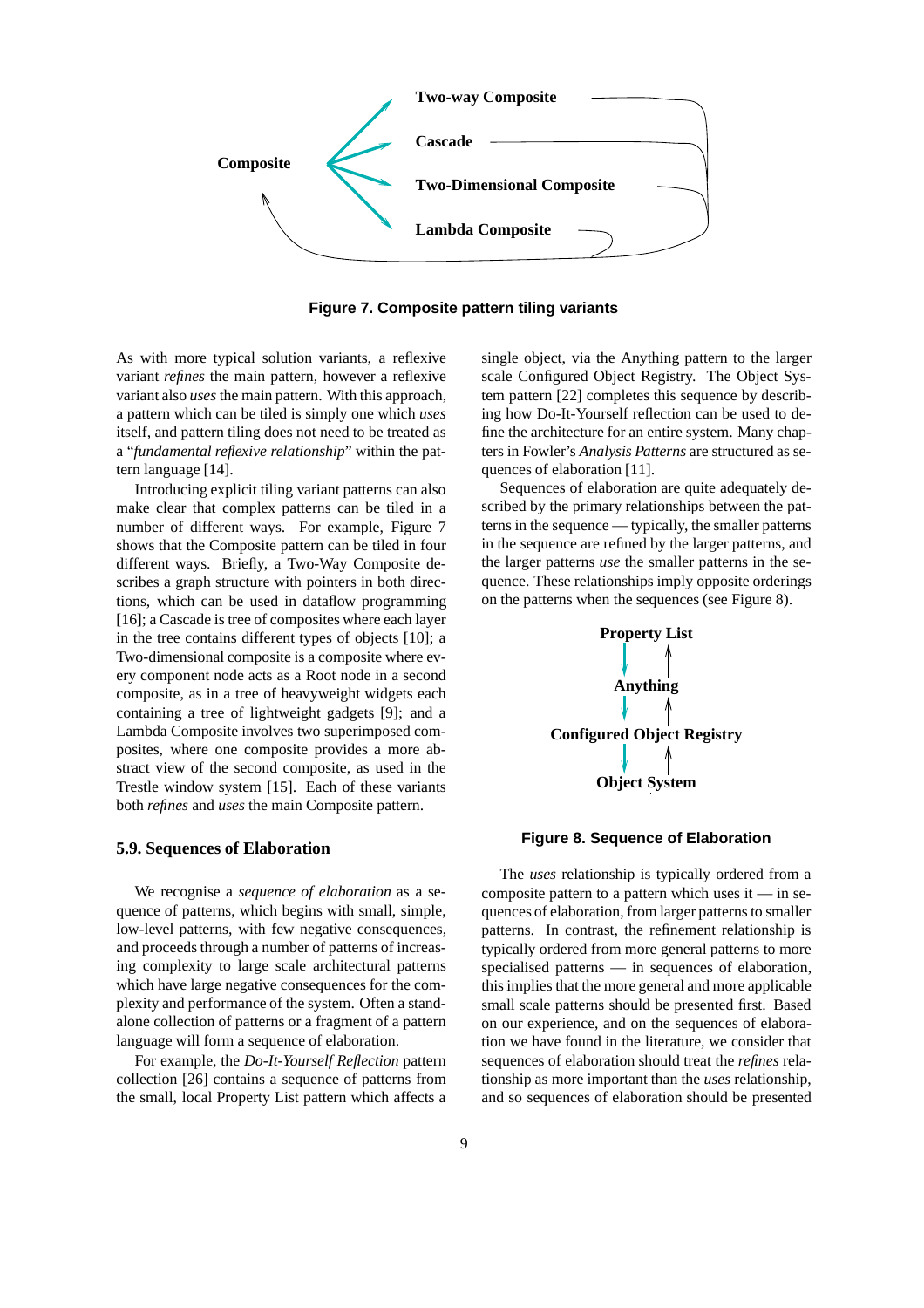Figure 7. Composite pattern tiling variants

As with more typical solution variants, a reflexive variant *refines* the main pattern, however a reflexive variant also *uses* the main pattern. With this approach, a pattern which can be tiled is simply one which *uses* itself, and pattern tiling does not need to be treated as a "*fundamental reflexive relationship*" within the pattern language [14].

Introducing explicit tiling variant patterns can also make clear that complex patterns can be tiled in a number of different ways. For example, Figure 7 shows that the Composite pattern can be tiled in four different ways. Briefly, a Two-Way Composite describes a graph structure with pointers in both directions, which can be used in dataflow programming [16]; a Cascade is tree of composites where each layer in the tree contains different types of objects [10]; a Two-dimensional composite is a composite where every component node acts as a Root node in a second composite, as in a tree of heavyweight widgets each containing a tree of lightweight gadgets [9]; and a Lambda Composite involves two superimposed composites, where one composite provides a more abstract view of the second composite, as used in the Trestle window system [15]. Each of these variants both *refines* and *uses* the main Composite pattern.

### 5.9. Sequences of Elaboration

We recognise a *sequence of elaboration* as a sequence of patterns, which begins with small, simple, low-level patterns, with few negative consequences, and proceeds through a number of patterns of increasing complexity to large scale architectural patterns which have large negative consequences for the complexity and performance of the system. Often a standalone collection of patterns or a fragment of a pattern language will form a sequence of elaboration.

For example, the *Do-It-Yourself Reflection* pattern collection [26] contains a sequence of patterns from the small, local Property List pattern which affects a single object, via the Anything pattern to the larger scale Configured Object Registry. The Object System pattern [22] completes this sequence by describing how Do-It-Yourself reflection can be used to define the architecture for an entire system. Many chapters in Fowler's *Analysis Patterns* are structured as sequences of elaboration [11].

Sequences of elaboration are quite adequately described by the primary relationships between the patterns in the sequence — typically, the smaller patterns in the sequence are refined by the larger patterns, and the larger patterns *use* the smaller patterns in the sequence. These relationships imply opposite orderings on the patterns when the sequences (see Figure 8).

Figure 8. Sequence of Elaboration

The *uses* relationship is typically ordered from a composite pattern to a pattern which uses it — in sequences of elaboration, from larger patterns to smaller patterns. In contrast, the refinement relationship is typically ordered from more general patterns to more specialised patterns — in sequences of elaboration, this implies that the more general and more applicable small scale patterns should be presented first. Based on our experience, and on the sequences of elaboration we have found in the literature, we consider that sequences of elaboration should treat the *refines* relationship as more important than the *uses* relationship, and so sequences of elaboration should be presented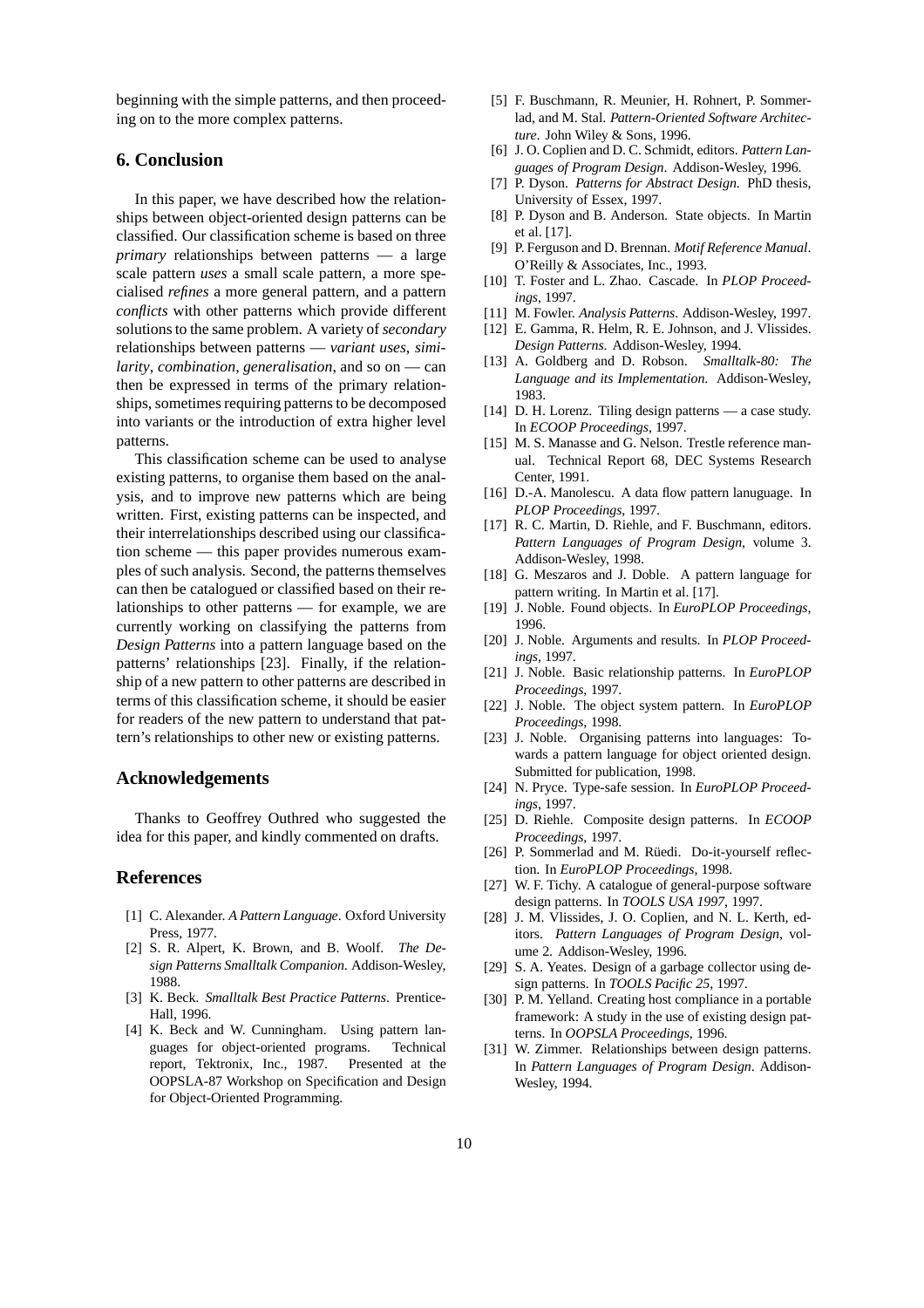beginning with the simple patterns, and then proceeding on to the more complex patterns.

## 6. Conclusion

In this paper, we have described how the relationships between object-oriented design patterns can be classified. Our classification scheme is based on three *primary* relationships between patterns — a large scale pattern *uses* a small scale pattern, a more specialised *refines* a more general pattern, and a pattern *conflicts* with other patterns which provide different solutions to the same problem. A variety of *secondary* relationships between patterns — *variant uses*, *similarity*, *combination*, *generalisation*, and so on — can then be expressed in terms of the primary relationships, sometimes requiring patterns to be decomposed into variants or the introduction of extra higher level patterns.

This classification scheme can be used to analyse existing patterns, to organise them based on the analysis, and to improve new patterns which are being written. First, existing patterns can be inspected, and their interrelationships described using our classification scheme — this paper provides numerous examples of such analysis. Second, the patterns themselves can then be catalogued or classified based on their relationships to other patterns — for example, we are currently working on classifying the patterns from *Design Patterns* into a pattern language based on the patterns' relationships [23]. Finally, if the relationship of a new pattern to other patterns are described in terms of this classification scheme, it should be easier for readers of the new pattern to understand that pattern's relationships to other new or existing patterns.

## Acknowledgements

Thanks to Geoffrey Outhred who suggested the idea for this paper, and kindly commented on drafts.

## References

[1] C. Alexander. *A Pattern Language*. Oxford University Press, 1977.

[2] S. R. Alpert, K. Brown, and B. Woolf. *The Design Patterns Smalltalk Companion*. Addison-Wesley, 1988.

[3] K. Beck. *Smalltalk Best Practice Patterns*. Prentice-Hall, 1996.

[4] K. Beck and W. Cunningham. Using pattern languages for object-oriented programs. Technical report, Tektronix, Inc., 1987. Presented at the OOPSLA-87 Workshop on Specification and Design for Object-Oriented Programming.

[5] F. Buschmann, R. Meunier, H. Rohnert, P. Sommerlad, and M. Stal. *Pattern-Oriented Software Architecture*. John Wiley & Sons, 1996.

[6] J. O. Coplien and D. C. Schmidt, editors. *Pattern Languages of Program Design*. Addison-Wesley, 1996.

[7] P. Dyson. *Patterns for Abstract Design*. PhD thesis, University of Essex, 1997.

[8] P. Dyson and B. Anderson. State objects. In Martin et al. [17].

[9] P. Ferguson and D. Brennan. *Motif Reference Manual*. O'Reilly & Associates, Inc., 1993.

[10] T. Foster and L. Zhao. Cascade. In *PLOP Proceedings*, 1997.

[11] M. Fowler. *Analysis Patterns*. Addison-Wesley, 1997.

[12] E. Gamma, R. Helm, R. E. Johnson, and J. Vlissides. *Design Patterns*. Addison-Wesley, 1994.

[13] A. Goldberg and D. Robson. *Smalltalk-80: The Language and its Implementation*. Addison-Wesley, 1983.

[14] D. H. Lorenz. Tiling design patterns — a case study. In *ECOOP Proceedings*, 1997.

[15] M. S. Manasse and G. Nelson. Trestle reference manual. Technical Report 68, DEC Systems Research Center, 1991.

[16] D.-A. Manolescu. A data flow pattern lanuguage. In *PLOP Proceedings*, 1997.

[17] R. C. Martin, D. Riehle, and F. Buschmann, editors. *Pattern Languages of Program Design*, volume 3. Addison-Wesley, 1998.

[18] G. Meszaros and J. Doble. A pattern language for pattern writing. In Martin et al. [17].

[19] J. Noble. Found objects. In *EuroPLOP Proceedings*, 1996.

[20] J. Noble. Arguments and results. In *PLOP Proceedings*, 1997.

[21] J. Noble. Basic relationship patterns. In *EuroPLOP Proceedings*, 1997.

[22] J. Noble. The object system pattern. In *EuroPLOP Proceedings*, 1998.

[23] J. Noble. Organising patterns into languages: Towards a pattern language for object oriented design. Submitted for publication, 1998.

[24] N. Pryce. Type-safe session. In *EuroPLOP Proceedings*, 1997.

[25] D. Riehle. Composite design patterns. In *ECOOP Proceedings*, 1997.

[26] P. Sommerlad and M. Rüedi. Do-it-yourself reflection. In *EuroPLOP Proceedings*, 1998.

[27] W. F. Tichy. A catalogue of general-purpose software design patterns. In *TOOLS USA 1997*, 1997.

[28] J. M. Vlissides, J. O. Coplien, and N. L. Kerth, editors. *Pattern Languages of Program Design*, volume 2. Addison-Wesley, 1996.

[29] S. A. Yeates. Design of a garbage collector using design patterns. In *TOOLS Pacific 25*, 1997.

[30] P. M. Yelland. Creating host compliance in a portable framework: A study in the use of existing design patterns. In *OOPSLA Proceedings*, 1996.

[31] W. Zimmer. Relationships between design patterns. In *Pattern Languages of Program Design*. Addison-Wesley, 1994.